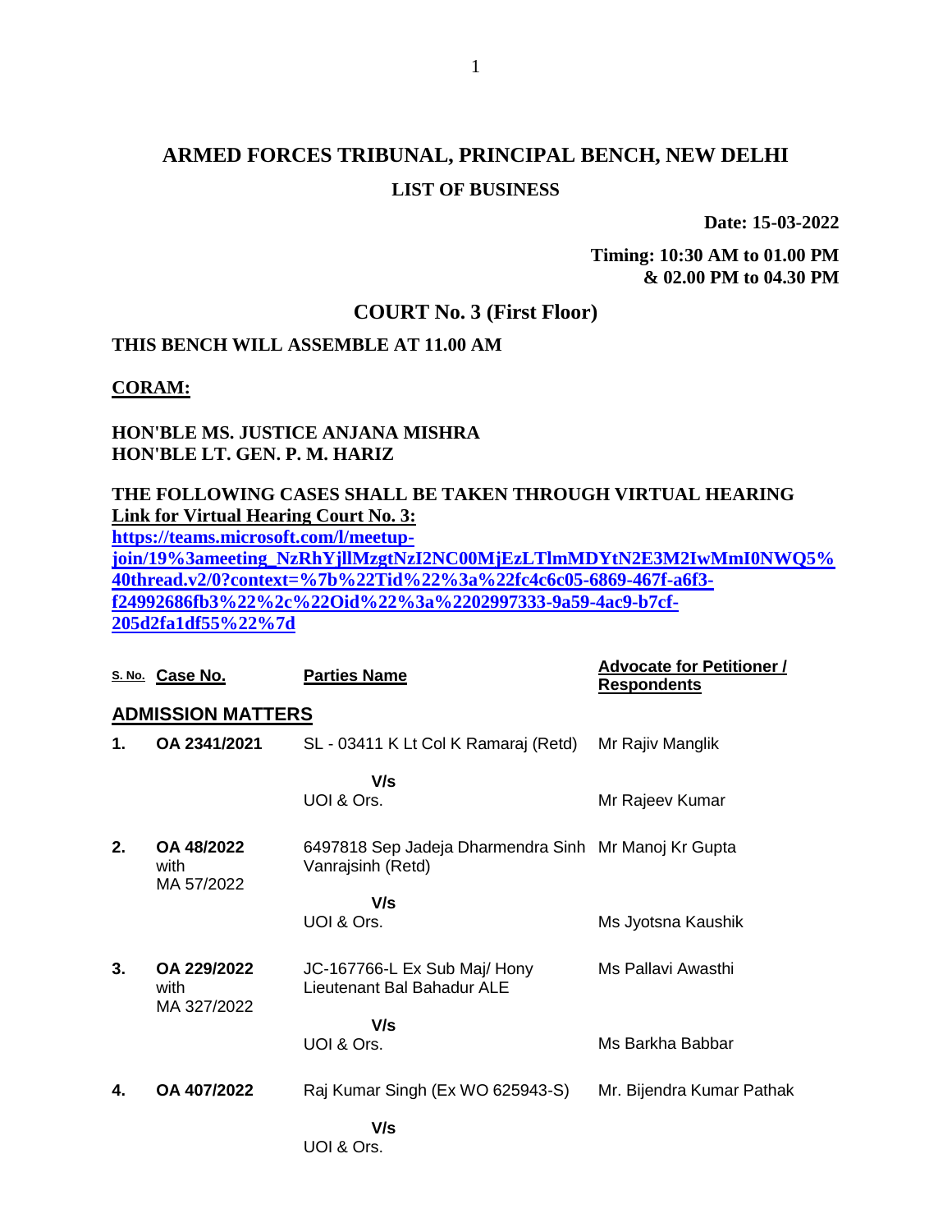# ARMED FORCES TRIBUNAL, PRINCIPAL BENCH, NEW DELHI

## LIST OF BUSINESS

**Date: 15-03-2022**

**Timing: 10:30 AM to 01.00 PM**
**& 02.00 PM to 04.30 PM**

## COURT No. 3 (First Floor)

**THIS BENCH WILL ASSEMBLE AT 11.00 AM**

**CORAM:**

**HON'BLE MS. JUSTICE ANJANA MISHRA**
**HON'BLE LT. GEN. P. M. HARIZ**

**THE FOLLOWING CASES SHALL BE TAKEN THROUGH VIRTUAL HEARING**
**Link for Virtual Hearing Court No. 3:**
**https://teams.microsoft.com/l/meetup-join/19%3ameeting_NzRhYjllMzgtNzI2NC00MjEzLTlmMDYtN2E3M2IwMmI0NWQ5%40thread.v2/0?context=%7b%22Tid%22%3a%22fc4c6c05-6869-467f-a6f3-f24992686fb3%22%2c%22Oid%22%3a%2202997333-9a59-4ac9-b7cf-205d2fa1df55%22%7d**

| S. No. | Case No. | Parties Name | Advocate for Petitioner / Respondents |
|---|---|---|---|
| **ADMISSION MATTERS** | | | |
| **1.** | **OA 2341/2021** | SL - 03411 K Lt Col K Ramaraj (Retd) | Mr Rajiv Manglik |
| | | **V/s** | |
| | | UOI & Ors. | Mr Rajeev Kumar |
| **2.** | **OA 48/2022** with MA 57/2022 | 6497818 Sep Jadeja Dharmendra Sinh Vanrajsinh (Retd) | Mr Manoj Kr Gupta |
| | | **V/s** | |
| | | UOI & Ors. | Ms Jyotsna Kaushik |
| **3.** | **OA 229/2022** with MA 327/2022 | JC-167766-L Ex Sub Maj/ Hony Lieutenant Bal Bahadur ALE | Ms Pallavi Awasthi |
| | | **V/s** | |
| | | UOI & Ors. | Ms Barkha Babbar |
| **4.** | **OA 407/2022** | Raj Kumar Singh (Ex WO 625943-S) | Mr. Bijendra Kumar Pathak |
| | | **V/s** | |
| | | UOI & Ors. | |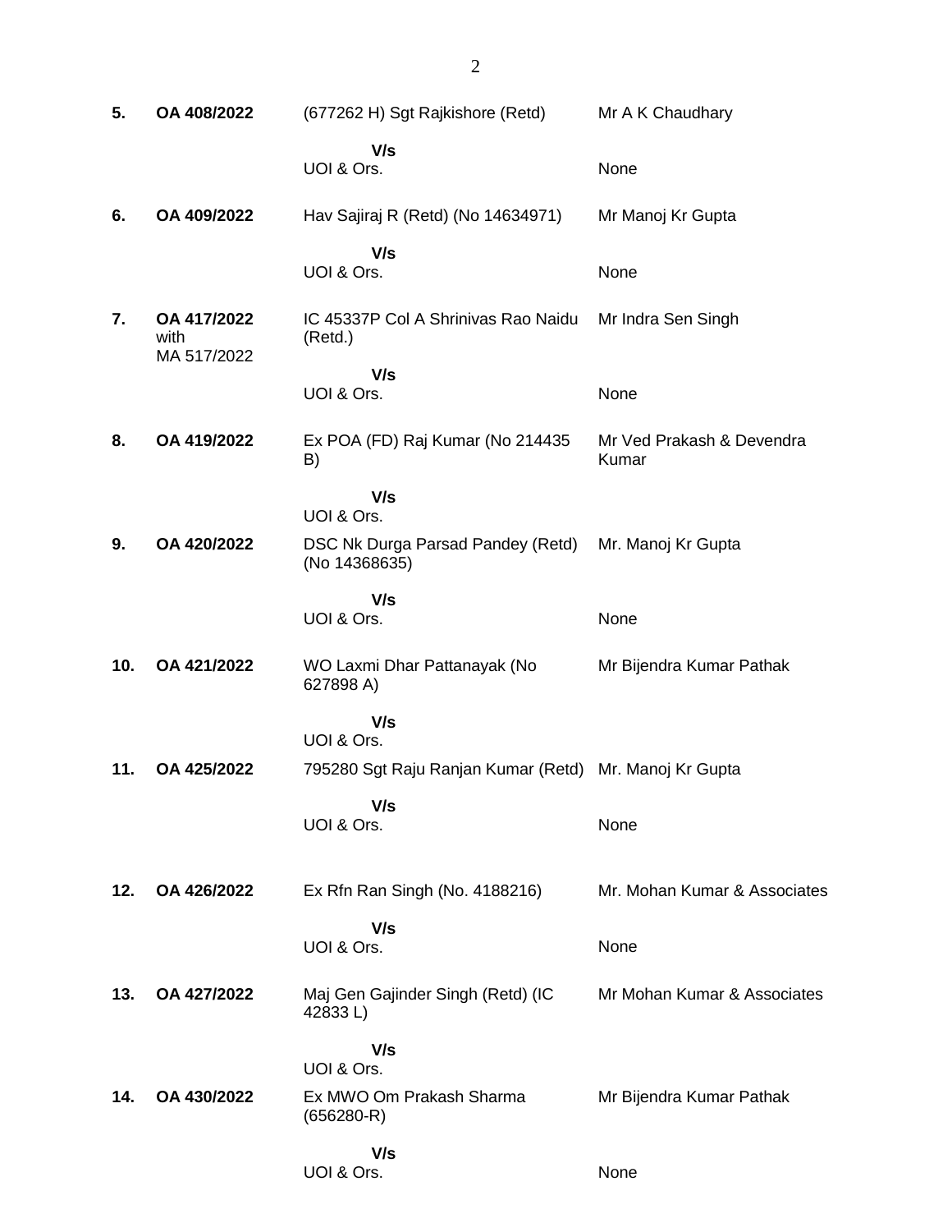| | | | |
|---|---|---|---|
| **5.** | **OA 408/2022** | (677262 H) Sgt Rajkishore (Retd) | Mr A K Chaudhary |
| | | **V/s** | |
| | | UOI & Ors. | None |
| **6.** | **OA 409/2022** | Hav Sajiraj R (Retd) (No 14634971) | Mr Manoj Kr Gupta |
| | | **V/s** | |
| | | UOI & Ors. | None |
| **7.** | **OA 417/2022** with MA 517/2022 | IC 45337P Col A Shrinivas Rao Naidu (Retd.) | Mr Indra Sen Singh |
| | | **V/s** | |
| | | UOI & Ors. | None |
| **8.** | **OA 419/2022** | Ex POA (FD) Raj Kumar (No 214435 B) | Mr Ved Prakash & Devendra Kumar |
| | | **V/s** | |
| | | UOI & Ors. | |
| **9.** | **OA 420/2022** | DSC Nk Durga Parsad Pandey (Retd) (No 14368635) | Mr. Manoj Kr Gupta |
| | | **V/s** | |
| | | UOI & Ors. | None |
| **10.** | **OA 421/2022** | WO Laxmi Dhar Pattanayak (No 627898 A) | Mr Bijendra Kumar Pathak |
| | | **V/s** | |
| | | UOI & Ors. | |
| **11.** | **OA 425/2022** | 795280 Sgt Raju Ranjan Kumar (Retd) | Mr. Manoj Kr Gupta |
| | | **V/s** | |
| | | UOI & Ors. | None |
| **12.** | **OA 426/2022** | Ex Rfn Ran Singh (No. 4188216) | Mr. Mohan Kumar & Associates |
| | | **V/s** | |
| | | UOI & Ors. | None |
| **13.** | **OA 427/2022** | Maj Gen Gajinder Singh (Retd) (IC 42833 L) | Mr Mohan Kumar & Associates |
| | | **V/s** | |
| | | UOI & Ors. | |
| **14.** | **OA 430/2022** | Ex MWO Om Prakash Sharma (656280-R) | Mr Bijendra Kumar Pathak |
| | | **V/s** | |
| | | UOI & Ors. | None |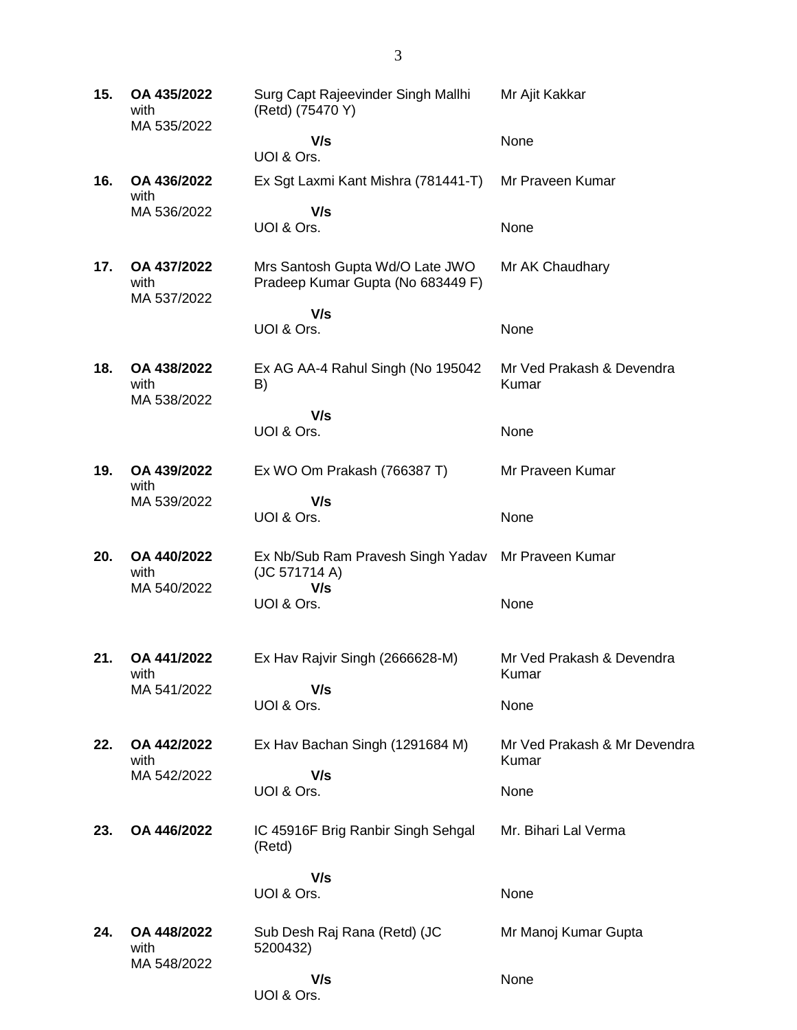| | | | |
|---|---|---|---|
| **15.** | **OA 435/2022** with MA 535/2022 | Surg Capt Rajeevinder Singh Mallhi (Retd) (75470 Y)<br>**V/s**<br>UOI & Ors. | Mr Ajit Kakkar<br><br>None |
| **16.** | **OA 436/2022** with MA 536/2022 | Ex Sgt Laxmi Kant Mishra (781441-T)<br>**V/s**<br>UOI & Ors. | Mr Praveen Kumar<br><br>None |
| **17.** | **OA 437/2022** with MA 537/2022 | Mrs Santosh Gupta Wd/O Late JWO Pradeep Kumar Gupta (No 683449 F)<br>**V/s**<br>UOI & Ors. | Mr AK Chaudhary<br><br>None |
| **18.** | **OA 438/2022** with MA 538/2022 | Ex AG AA-4 Rahul Singh (No 195042 B)<br>**V/s**<br>UOI & Ors. | Mr Ved Prakash & Devendra Kumar<br><br>None |
| **19.** | **OA 439/2022** with MA 539/2022 | Ex WO Om Prakash (766387 T)<br>**V/s**<br>UOI & Ors. | Mr Praveen Kumar<br><br>None |
| **20.** | **OA 440/2022** with MA 540/2022 | Ex Nb/Sub Ram Pravesh Singh Yadav (JC 571714 A)<br>**V/s**<br>UOI & Ors. | Mr Praveen Kumar<br><br>None |
| **21.** | **OA 441/2022** with MA 541/2022 | Ex Hav Rajvir Singh (2666628-M)<br>**V/s**<br>UOI & Ors. | Mr Ved Prakash & Devendra Kumar<br><br>None |
| **22.** | **OA 442/2022** with MA 542/2022 | Ex Hav Bachan Singh (1291684 M)<br>**V/s**<br>UOI & Ors. | Mr Ved Prakash & Mr Devendra Kumar<br><br>None |
| **23.** | **OA 446/2022** | IC 45916F Brig Ranbir Singh Sehgal (Retd)<br>**V/s**<br>UOI & Ors. | Mr. Bihari Lal Verma<br><br>None |
| **24.** | **OA 448/2022** with MA 548/2022 | Sub Desh Raj Rana (Retd) (JC 5200432)<br>**V/s**<br>UOI & Ors. | Mr Manoj Kumar Gupta<br><br>None |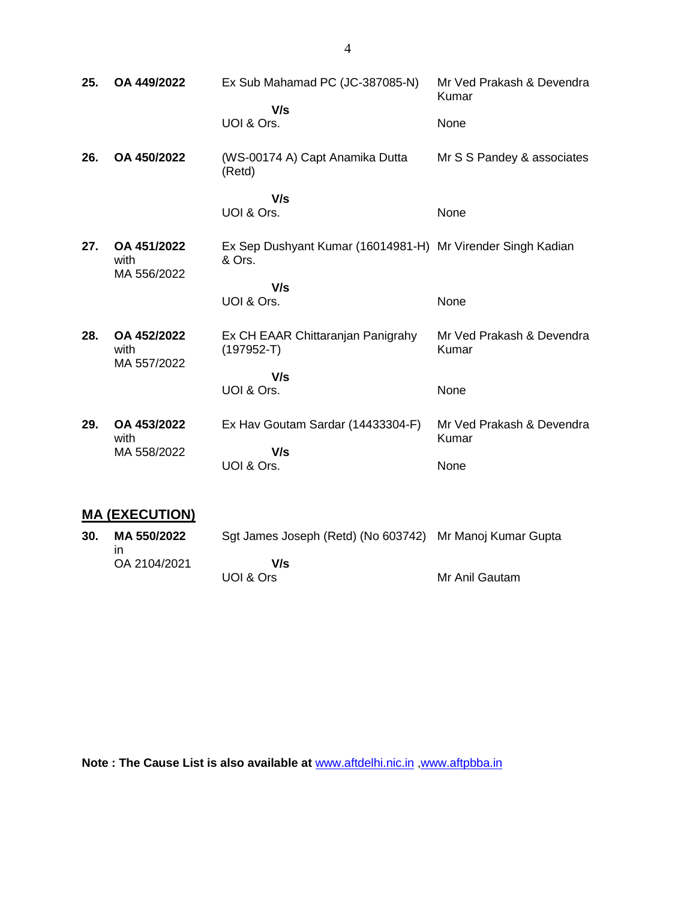| | | | |
|---|---|---|---|
| **25.** | **OA 449/2022** | Ex Sub Mahamad PC (JC-387085-N)<br>**V/s**<br>UOI & Ors. | Mr Ved Prakash & Devendra Kumar<br><br>None |
| **26.** | **OA 450/2022** | (WS-00174 A) Capt Anamika Dutta (Retd)<br>**V/s**<br>UOI & Ors. | Mr S S Pandey & associates<br><br>None |
| **27.** | **OA 451/2022** with MA 556/2022 | Ex Sep Dushyant Kumar (16014981-H) & Ors.<br>**V/s**<br>UOI & Ors. | Mr Virender Singh Kadian<br><br>None |
| **28.** | **OA 452/2022** with MA 557/2022 | Ex CH EAAR Chittaranjan Panigrahy (197952-T)<br>**V/s**<br>UOI & Ors. | Mr Ved Prakash & Devendra Kumar<br><br>None |
| **29.** | **OA 453/2022** with MA 558/2022 | Ex Hav Goutam Sardar (14433304-F)<br>**V/s**<br>UOI & Ors. | Mr Ved Prakash & Devendra Kumar<br><br>None |

## **MA (EXECUTION)**

| | | | |
|---|---|---|---|
| **30.** | **MA 550/2022** in OA 2104/2021 | Sgt James Joseph (Retd) (No 603742)<br>**V/s**<br>UOI & Ors | Mr Manoj Kumar Gupta<br><br>Mr Anil Gautam |

**Note : The Cause List is also available at** www.aftdelhi.nic.in ,www.aftpbba.in